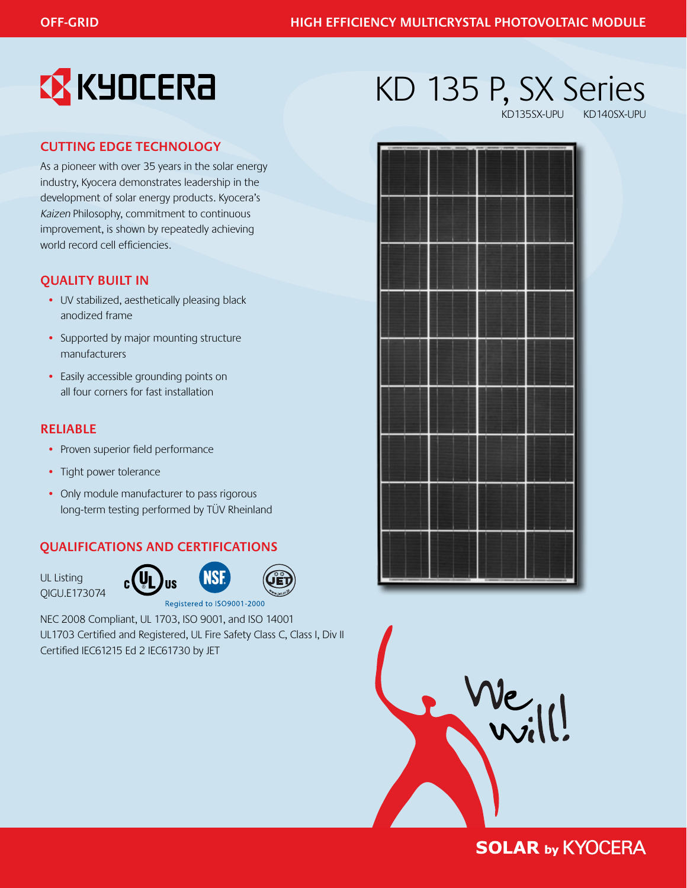OFF-GRID

HIGH EFFICIENCY MULTICRYSTAL PHOTOVOLTAIC MODULE

# KYOCERA

# KD 135 P, SX Series

KD135SX-UPU KD140SX-UPU

## CUTTING EDGE TECHNOLOGY

As a pioneer with over 35 years in the solar energy industry, Kyocera demonstrates leadership in the development of solar energy products. Kyocera's *Kaizen* Philosophy, commitment to continuous improvement, is shown by repeatedly achieving world record cell efficiencies.

## QUALITY BUILT IN

- UV stabilized, aesthetically pleasing black anodized frame
- Supported by major mounting structure manufacturers
- Easily accessible grounding points on all four corners for fast installation

## RELIABLE

- Proven superior field performance
- Tight power tolerance
- Only module manufacturer to pass rigorous long-term testing performed by TÜV Rheinland

## QUALIFICATIONS AND CERTIFICATIONS

UL Listing QIGU.E173074

Registered to ISO9001-2000

NEC 2008 Compliant, UL 1703, ISO 9001, and ISO 14001
UL1703 Certified and Registered, UL Fire Safety Class C, Class I, Div II
Certified IEC61215 Ed 2 IEC61730 by JET

We will!

SOLAR by KYOCERA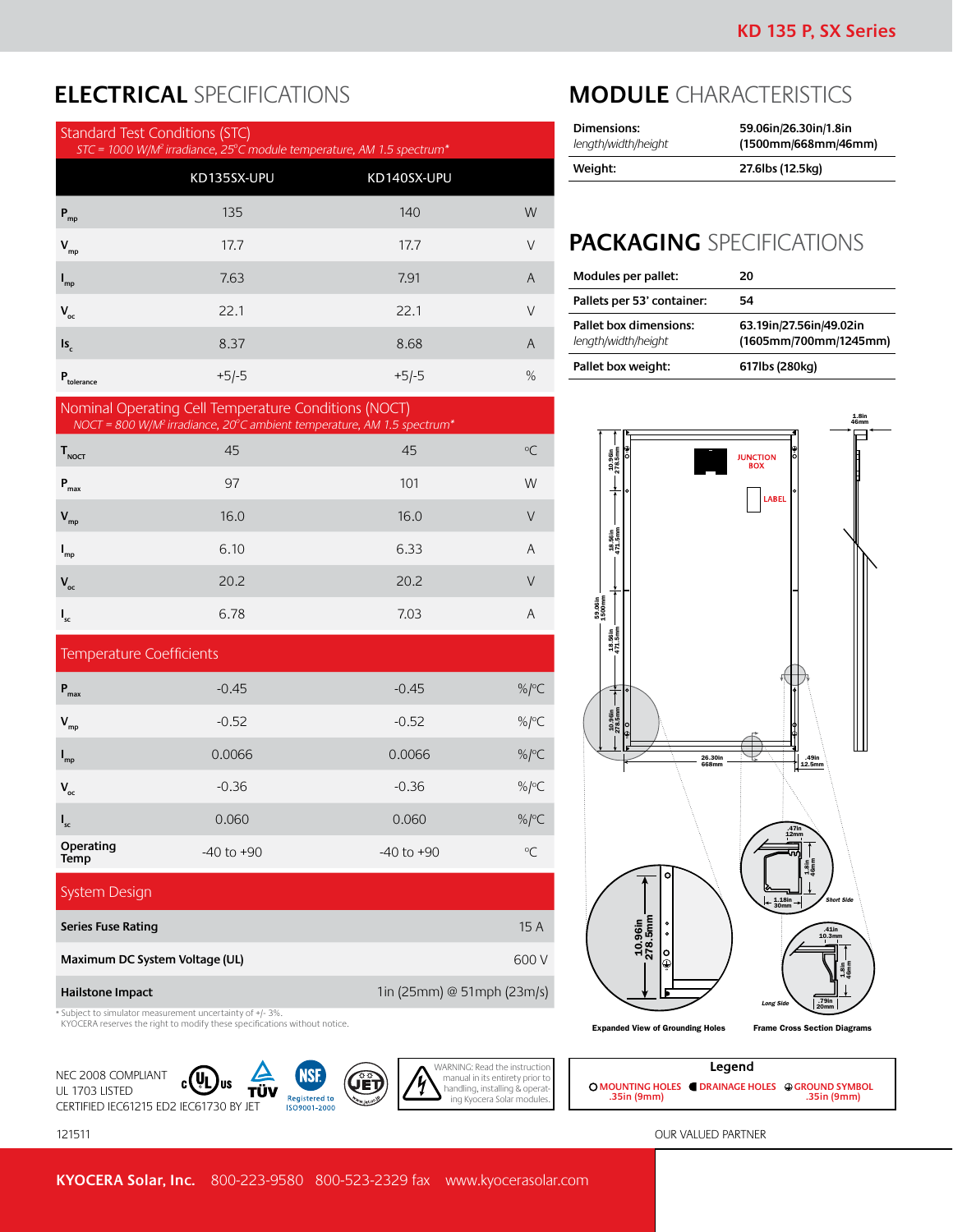# ELECTRICAL SPECIFICATIONS

| Standard Test Conditions (STC) *STC = 1000 W/M² irradiance, 25°C module temperature, AM 1.5 spectrum** | | | |
|---|---|---|---|
| | KD135SX-UPU | KD140SX-UPU | |
| $P_{mp}$ | 135 | 140 | W |
| $V_{mp}$ | 17.7 | 17.7 | V |
| $I_{mp}$ | 7.63 | 7.91 | A |
| $V_{oc}$ | 22.1 | 22.1 | V |
| $Is_c$ | 8.37 | 8.68 | A |
| $P_{tolerance}$ | +5/-5 | +5/-5 | % |
| **Nominal Operating Cell Temperature Conditions (NOCT)** *NOCT = 800 W/M² irradiance, 20°C ambient temperature, AM 1.5 spectrum** | | | |
| $T_{NOCT}$ | 45 | 45 | °C |
| $P_{max}$ | 97 | 101 | W |
| $V_{mp}$ | 16.0 | 16.0 | V |
| $I_{mp}$ | 6.10 | 6.33 | A |
| $V_{oc}$ | 20.2 | 20.2 | V |
| $I_{sc}$ | 6.78 | 7.03 | A |
| **Temperature Coefficients** | | | |
| $P_{max}$ | -0.45 | -0.45 | %/°C |
| $V_{mp}$ | -0.52 | -0.52 | %/°C |
| $I_{mp}$ | 0.0066 | 0.0066 | %/°C |
| $V_{oc}$ | -0.36 | -0.36 | %/°C |
| $I_{sc}$ | 0.060 | 0.060 | %/°C |
| Operating Temp | -40 to +90 | -40 to +90 | °C |

| System Design | |
|---|---|
| **Series Fuse Rating** | 15 A |
| **Maximum DC System Voltage (UL)** | 600 V |
| **Hailstone Impact** | 1in (25mm) @ 51mph (23m/s) |

* Subject to simulator measurement uncertainty of +/- 3%.
KYOCERA reserves the right to modify these specifications without notice.

# MODULE CHARACTERISTICS

| | |
|---|---|
| **Dimensions:** *length/width/height* | **59.06in/26.30in/1.8in (1500mm/668mm/46mm)** |
| **Weight:** | **27.6lbs (12.5kg)** |

# PACKAGING SPECIFICATIONS

| | |
|---|---|
| **Modules per pallet:** | **20** |
| **Pallets per 53' container:** | **54** |
| **Pallet box dimensions:** *length/width/height* | **63.19in/27.56in/49.02in (1605mm/700mm/1245mm)** |
| **Pallet box weight:** | **617lbs (280kg)** |

JUNCTION BOX
LABEL
1.8in 46mm
10.96in 278.5mm
18.56in 471.5mm
59.06in 1500mm
18.56in 471.5mm
10.96in 278.5mm
26.30in 668mm
.49in 12.5mm
.47in 12mm
1.8in 46mm
1.18in 30mm
Short Side
.41in 10.3mm
1.8in 46mm
.79in 20mm
Long Side
10.96in 278.5mm

**Expanded View of Grounding Holes** **Frame Cross Section Diagrams**

**Legend**
MOUNTING HOLES .35in (9mm) DRAINAGE HOLES GROUND SYMBOL .35in (9mm)

NEC 2008 COMPLIANT
UL 1703 LISTED
CERTIFIED IEC61215 ED2 IEC61730 BY JET

Registered to ISO9001-2000

WARNING: Read the instruction manual in its entirety prior to handling, installing & operating Kyocera Solar modules.

121511

OUR VALUED PARTNER

**KYOCERA Solar, Inc.** 800-223-9580 800-523-2329 fax www.kyocerasolar.com